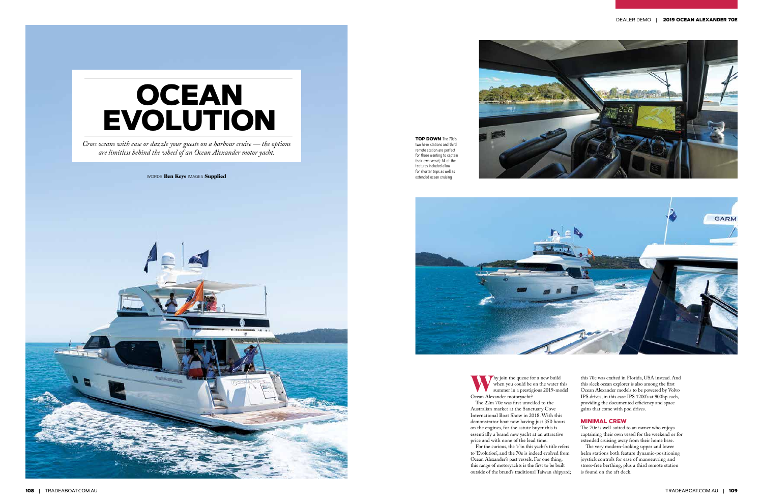# OCEAN EVOLUTION

*Cross oceans with ease or dazzle your guests on a harbour cruise — the options are limitless behind the wheel of an Ocean Alexander motor yacht.*

WORDS **Ben Keys** IMAGES **Supplied**

**TOP DOWN** The 70e's two helm stations and third remote station are perfect for those wanting to captain their own vessel; All of the features included allow for shorter trips as well as extended ocean cruising

Why join the queue for a new build when you could be on the water this summer in a prestigious 2019-model Ocean Alexander motoryacht?

The 22m 70e was first unveiled to the Australian market at the Sanctuary Cove International Boat Show in 2018. With this demonstrator boat now having just 350 hours on the engines, for the astute buyer this is essentially a brand new yacht at an attractive price and with none of the lead time.

For the curious, the 'e' in this yacht's title refers to 'Evolution', and the 70e is indeed evolved from Ocean Alexander's past vessels. For one thing, this range of motoryachts is the first to be built outside of the brand's traditional Taiwan shipyard; this 70e was crafted in Florida, USA instead. And this sleek ocean explorer is also among the first Ocean Alexander models to be powered by Volvo IPS drives, in this case IPS 1200's at 900hp each, providing the documented efficiency and space gains that come with pod drives.

## MINIMAL CREW

The 70e is well-suited to an owner who enjoys captaining their own vessel for the weekend or for extended cruising away from their home base.

The very modern-looking upper and lower helm stations both feature dynamic-positioning joystick controls for ease of manoeuvring and stress-free berthing, plus a third remote station is found on the aft deck.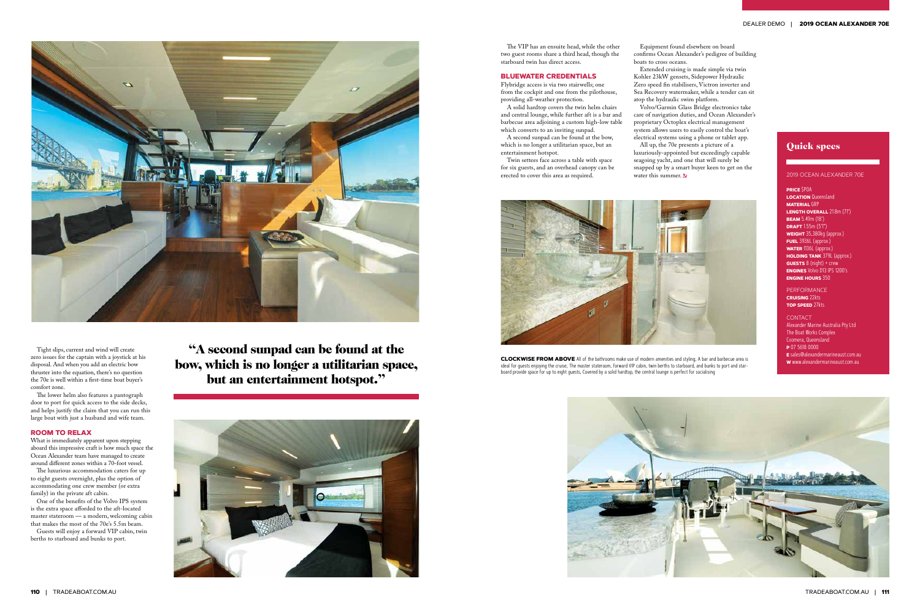Tight slips, current and wind will create zero issues for the captain with a joystick at his disposal. And when you add an electric bow thruster into the equation, there's no question the 70e is well within a first-time boat buyer's comfort zone.

The lower helm also features a pantograph door to port for quick access to the side decks, and helps justify the claim that you can run this large boat with just a husband and wife team.

## ROOM TO RELAX

What is immediately apparent upon stepping aboard this impressive craft is how much space the Ocean Alexander team have managed to create around different zones within a 70-foot vessel.

The luxurious accommodation caters for up to eight guests overnight, plus the option of accommodating one crew member (or extra family) in the private aft cabin.

One of the benefits of the Volvo IPS system is the extra space afforded to the aft-located master stateroom — a modern, welcoming cabin that makes the most of the 70e's 5.5m beam.

Guests will enjoy a forward VIP cabin, twin berths to starboard and bunks to port.

> **"A second sunpad can be found at the bow, which is no longer a utilitarian space, but an entertainment hotspot."**

The VIP has an ensuite head, while the other two guest rooms share a third head, though the starboard twin has direct access.

## BLUEWATER CREDENTIALS

Flybridge access is via two stairwells; one from the cockpit and one from the pilothouse, providing all-weather protection.

A solid hardtop covers the twin helm chairs and central lounge, while further aft is a bar and barbecue area adjoining a custom high-low table which converts to an inviting sunpad.

A second sunpad can be found at the bow, which is no longer a utilitarian space, but an entertainment hotspot.

Twin settees face across a table with space for six guests, and an overhead canopy can be erected to cover this area as required.

Equipment found elsewhere on board confirms Ocean Alexander's pedigree of building boats to cross oceans.

Extended cruising is made simple via twin Kohler 23kW gensets, Sidepower Hydraulic Zero speed fin stabilisers, Victron inverter and Sea Recovery watermaker, while a tender can sit atop the hydraulic swim platform.

Volvo/Garmin Glass Bridge electronics take care of navigation duties, and Ocean Alexander's proprietary Octoplex electrical management system allows users to easily control the boat's electrical systems using a phone or tablet app.

All up, the 70e presents a picture of a luxuriously-appointed but exceedingly capable seagoing yacht, and one that will surely be snapped up by a smart buyer keen to get on the water this summer.

**CLOCKWISE FROM ABOVE** All of the bathrooms make use of modern amenities and styling; A bar and barbecue area is ideal for guests enjoying the cruise; The master stateroom, forward VIP cabin, twin berths to starboard, and bunks to port and starboard provide space for up to eight guests; Covered by a solid hardtop, the central lounge is perfect for socialising

## Quick specs

2019 OCEAN ALEXANDER 70E

**PRICE** $POA
**LOCATION** Queensland
**MATERIAL** GRP
**LENGTH OVERALL** 21.8m (71')
**BEAM** 5.49m (18')
**DRAFT** 1.55m (5'1")
**WEIGHT** 35,380kg (approx.)
**FUEL** 3936L (approx.)
**WATER** 1136L (approx.)
**HOLDING TANK** 379L (approx.)
**GUESTS** 8 (night) + crew
**ENGINES** Volvo D13 IPS 1200's
**ENGINE HOURS** 350

PERFORMANCE
**CRUISING** 22kts
**TOP SPEED** 27kts

CONTACT
Alexander Marine Australia Pty Ltd
The Boat Works Complex
Coomera, Queensland
**P** 07 5618 0000
**E** sales@alexandermarineaust.com.au
**W** www.alexandermarineaust.com.au